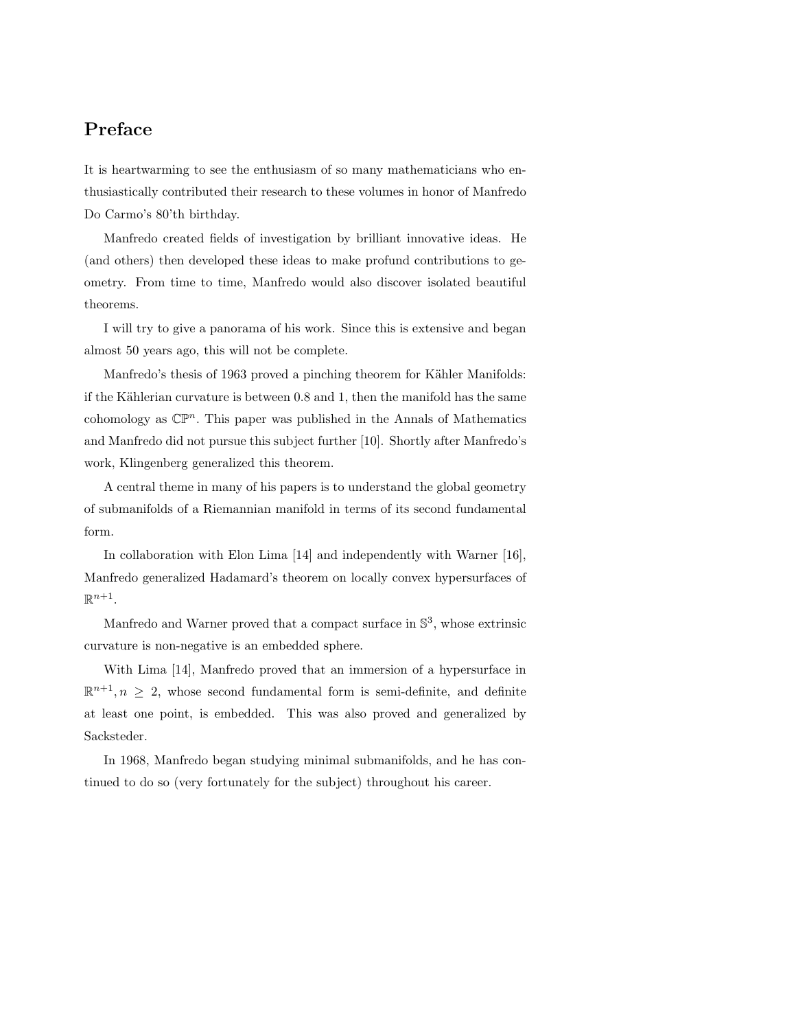# Preface

It is heartwarming to see the enthusiasm of so many mathematicians who enthusiastically contributed their research to these volumes in honor of Manfredo Do Carmo's 80'th birthday.

Manfredo created fields of investigation by brilliant innovative ideas. He (and others) then developed these ideas to make profund contributions to geometry. From time to time, Manfredo would also discover isolated beautiful theorems.

I will try to give a panorama of his work. Since this is extensive and began almost 50 years ago, this will not be complete.

Manfredo's thesis of 1963 proved a pinching theorem for Kähler Manifolds: if the Kählerian curvature is between 0.8 and 1, then the manifold has the same cohomology as $\mathbb{CP}^n$. This paper was published in the Annals of Mathematics and Manfredo did not pursue this subject further [10]. Shortly after Manfredo's work, Klingenberg generalized this theorem.

A central theme in many of his papers is to understand the global geometry of submanifolds of a Riemannian manifold in terms of its second fundamental form.

In collaboration with Elon Lima [14] and independently with Warner [16], Manfredo generalized Hadamard's theorem on locally convex hypersurfaces of $\mathbb{R}^{n+1}$.

Manfredo and Warner proved that a compact surface in $\mathbb{S}^3$, whose extrinsic curvature is non-negative is an embedded sphere.

With Lima [14], Manfredo proved that an immersion of a hypersurface in $\mathbb{R}^{n+1}, n \geq 2$, whose second fundamental form is semi-definite, and definite at least one point, is embedded. This was also proved and generalized by Sacksteder.

In 1968, Manfredo began studying minimal submanifolds, and he has continued to do so (very fortunately for the subject) throughout his career.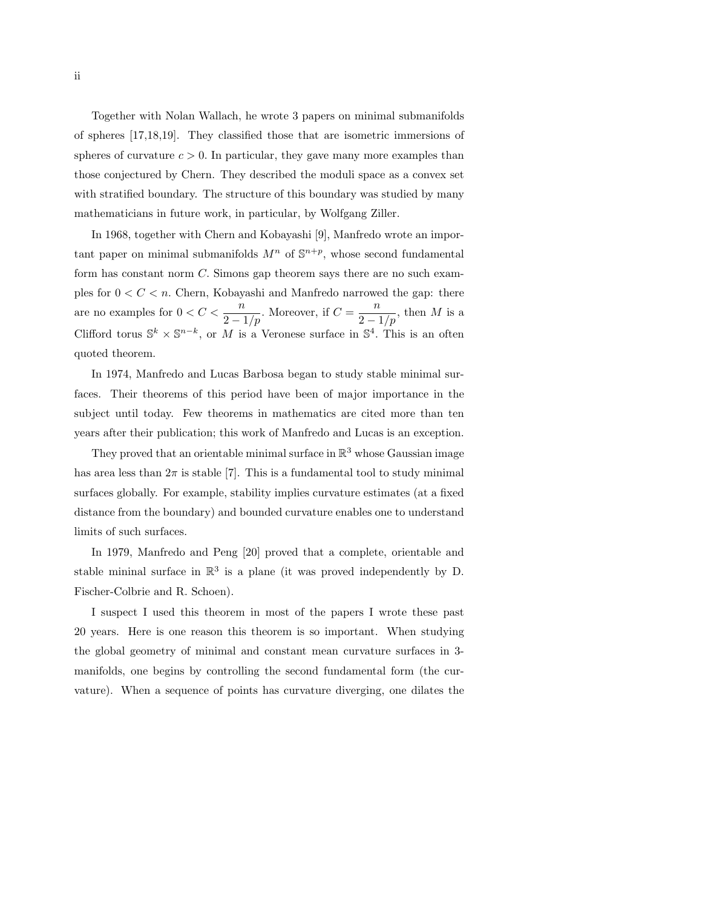Together with Nolan Wallach, he wrote 3 papers on minimal submanifolds of spheres [17,18,19]. They classified those that are isometric immersions of spheres of curvature $c > 0$. In particular, they gave many more examples than those conjectured by Chern. They described the moduli space as a convex set with stratified boundary. The structure of this boundary was studied by many mathematicians in future work, in particular, by Wolfgang Ziller.

In 1968, together with Chern and Kobayashi [9], Manfredo wrote an important paper on minimal submanifolds $M^n$ of $\mathbb{S}^{n+p}$, whose second fundamental form has constant norm $C$. Simons gap theorem says there are no such examples for $0 < C < n$. Chern, Kobayashi and Manfredo narrowed the gap: there are no examples for $0 < C < \dfrac{n}{2 - 1/p}$. Moreover, if $C = \dfrac{n}{2 - 1/p}$, then $M$ is a Clifford torus $\mathbb{S}^k \times \mathbb{S}^{n-k}$, or $M$ is a Veronese surface in $\mathbb{S}^4$. This is an often quoted theorem.

In 1974, Manfredo and Lucas Barbosa began to study stable minimal surfaces. Their theorems of this period have been of major importance in the subject until today. Few theorems in mathematics are cited more than ten years after their publication; this work of Manfredo and Lucas is an exception.

They proved that an orientable minimal surface in $\mathbb{R}^3$ whose Gaussian image has area less than $2\pi$ is stable [7]. This is a fundamental tool to study minimal surfaces globally. For example, stability implies curvature estimates (at a fixed distance from the boundary) and bounded curvature enables one to understand limits of such surfaces.

In 1979, Manfredo and Peng [20] proved that a complete, orientable and stable mininal surface in $\mathbb{R}^3$ is a plane (it was proved independently by D. Fischer-Colbrie and R. Schoen).

I suspect I used this theorem in most of the papers I wrote these past 20 years. Here is one reason this theorem is so important. When studying the global geometry of minimal and constant mean curvature surfaces in 3-manifolds, one begins by controlling the second fundamental form (the curvature). When a sequence of points has curvature diverging, one dilates the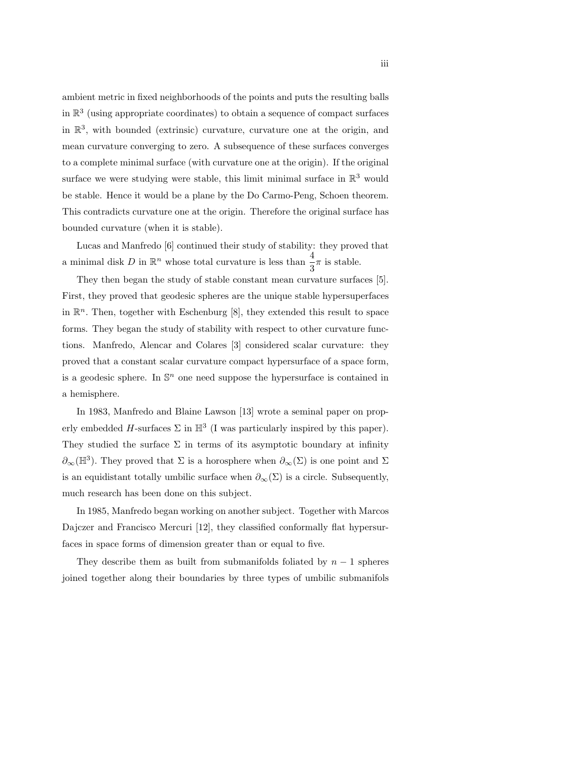ambient metric in fixed neighborhoods of the points and puts the resulting balls in $\mathbb{R}^3$ (using appropriate coordinates) to obtain a sequence of compact surfaces in $\mathbb{R}^3$, with bounded (extrinsic) curvature, curvature one at the origin, and mean curvature converging to zero. A subsequence of these surfaces converges to a complete minimal surface (with curvature one at the origin). If the original surface we were studying were stable, this limit minimal surface in $\mathbb{R}^3$ would be stable. Hence it would be a plane by the Do Carmo-Peng, Schoen theorem. This contradicts curvature one at the origin. Therefore the original surface has bounded curvature (when it is stable).

Lucas and Manfredo [6] continued their study of stability: they proved that a minimal disk $D$ in $\mathbb{R}^n$ whose total curvature is less than $\frac{4}{3}\pi$ is stable.

They then began the study of stable constant mean curvature surfaces [5]. First, they proved that geodesic spheres are the unique stable hypersuperfaces in $\mathbb{R}^n$. Then, together with Eschenburg [8], they extended this result to space forms. They began the study of stability with respect to other curvature functions. Manfredo, Alencar and Colares [3] considered scalar curvature: they proved that a constant scalar curvature compact hypersurface of a space form, is a geodesic sphere. In $\mathbb{S}^n$ one need suppose the hypersurface is contained in a hemisphere.

In 1983, Manfredo and Blaine Lawson [13] wrote a seminal paper on properly embedded $H$-surfaces $\Sigma$ in $\mathbb{H}^3$ (I was particularly inspired by this paper). They studied the surface $\Sigma$ in terms of its asymptotic boundary at infinity $\partial_\infty(\mathbb{H}^3)$. They proved that $\Sigma$ is a horosphere when $\partial_\infty(\Sigma)$ is one point and $\Sigma$ is an equidistant totally umbilic surface when $\partial_\infty(\Sigma)$ is a circle. Subsequently, much research has been done on this subject.

In 1985, Manfredo began working on another subject. Together with Marcos Dajczer and Francisco Mercuri [12], they classified conformally flat hypersurfaces in space forms of dimension greater than or equal to five.

They describe them as built from submanifolds foliated by $n-1$ spheres joined together along their boundaries by three types of umbilic submanifols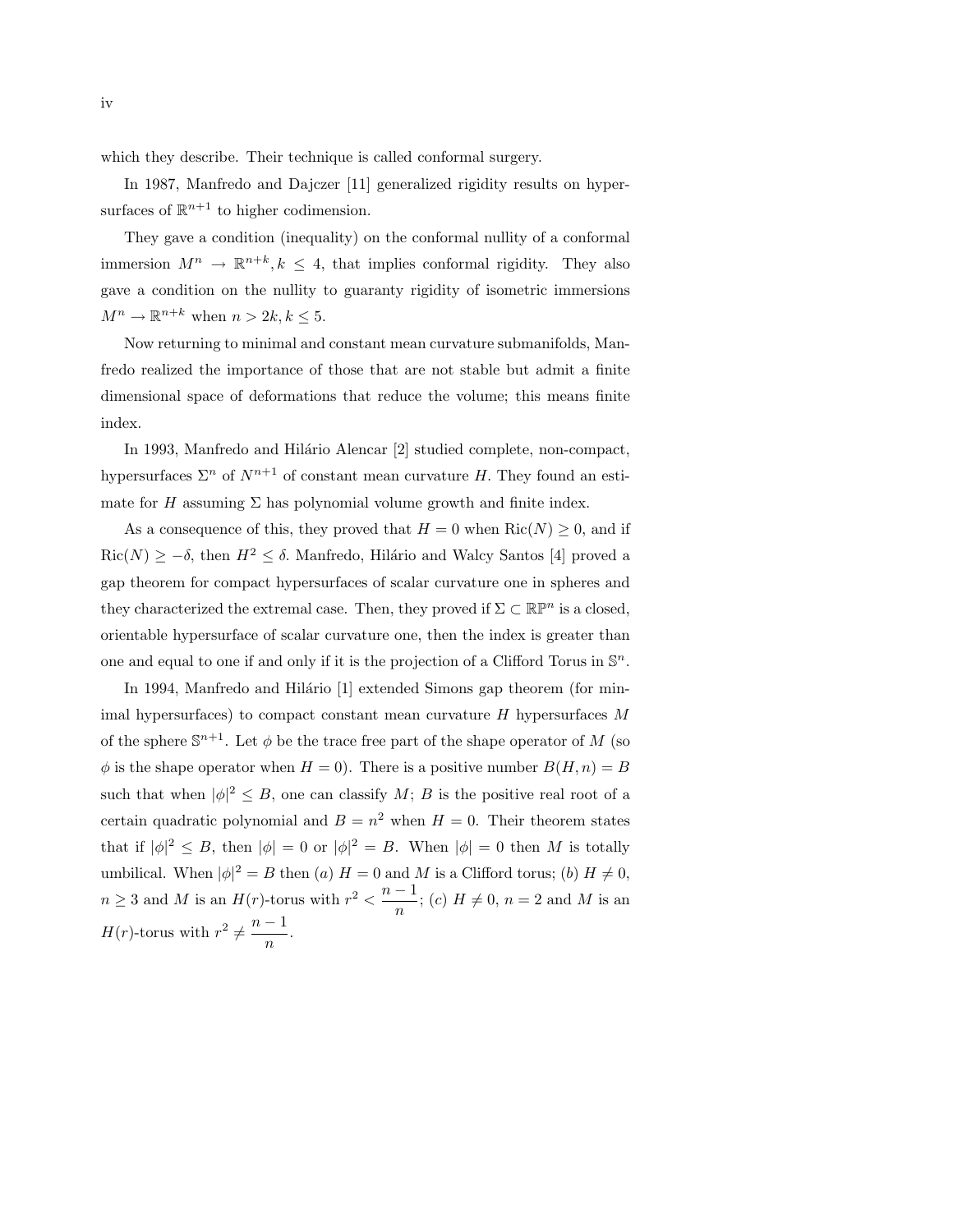which they describe. Their technique is called conformal surgery.

In 1987, Manfredo and Dajczer [11] generalized rigidity results on hypersurfaces of $\mathbb{R}^{n+1}$ to higher codimension.

They gave a condition (inequality) on the conformal nullity of a conformal immersion $M^n \to \mathbb{R}^{n+k}, k \leq 4$, that implies conformal rigidity. They also gave a condition on the nullity to guaranty rigidity of isometric immersions $M^n \to \mathbb{R}^{n+k}$ when $n > 2k, k \leq 5$.

Now returning to minimal and constant mean curvature submanifolds, Manfredo realized the importance of those that are not stable but admit a finite dimensional space of deformations that reduce the volume; this means finite index.

In 1993, Manfredo and Hilário Alencar [2] studied complete, non-compact, hypersurfaces $\Sigma^n$ of $N^{n+1}$ of constant mean curvature $H$. They found an estimate for $H$ assuming $\Sigma$ has polynomial volume growth and finite index.

As a consequence of this, they proved that $H = 0$ when $\text{Ric}(N) \geq 0$, and if $\text{Ric}(N) \geq -\delta$, then $H^2 \leq \delta$. Manfredo, Hilário and Walcy Santos [4] proved a gap theorem for compact hypersurfaces of scalar curvature one in spheres and they characterized the extremal case. Then, they proved if $\Sigma \subset \mathbb{RP}^n$ is a closed, orientable hypersurface of scalar curvature one, then the index is greater than one and equal to one if and only if it is the projection of a Clifford Torus in $\mathbb{S}^n$.

In 1994, Manfredo and Hilário [1] extended Simons gap theorem (for minimal hypersurfaces) to compact constant mean curvature $H$ hypersurfaces $M$ of the sphere $\mathbb{S}^{n+1}$. Let $\phi$ be the trace free part of the shape operator of $M$ (so $\phi$ is the shape operator when $H = 0$). There is a positive number $B(H, n) = B$ such that when $|\phi|^2 \leq B$, one can classify $M$; $B$ is the positive real root of a certain quadratic polynomial and $B = n^2$ when $H = 0$. Their theorem states that if $|\phi|^2 \leq B$, then $|\phi| = 0$ or $|\phi|^2 = B$. When $|\phi| = 0$ then $M$ is totally umbilical. When $|\phi|^2 = B$ then $(a)$ $H = 0$ and $M$ is a Clifford torus; $(b)$ $H \neq 0$, $n \geq 3$ and $M$ is an $H(r)$-torus with $r^2 < \dfrac{n-1}{n}$; $(c)$ $H \neq 0$, $n = 2$ and $M$ is an $H(r)$-torus with $r^2 \neq \dfrac{n-1}{n}$.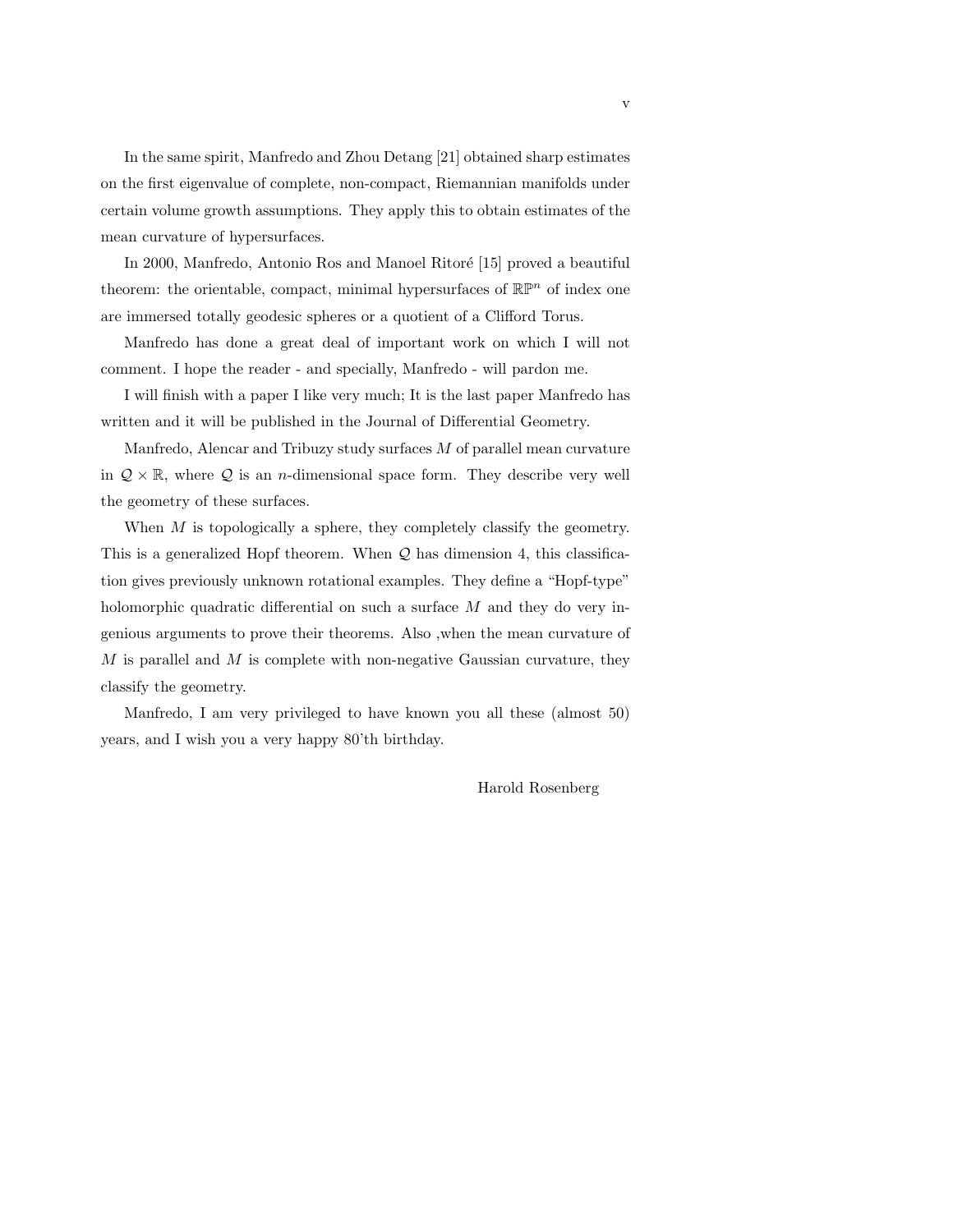In the same spirit, Manfredo and Zhou Detang [21] obtained sharp estimates on the first eigenvalue of complete, non-compact, Riemannian manifolds under certain volume growth assumptions. They apply this to obtain estimates of the mean curvature of hypersurfaces.

In 2000, Manfredo, Antonio Ros and Manoel Ritoré [15] proved a beautiful theorem: the orientable, compact, minimal hypersurfaces of $\mathbb{RP}^n$ of index one are immersed totally geodesic spheres or a quotient of a Clifford Torus.

Manfredo has done a great deal of important work on which I will not comment. I hope the reader - and specially, Manfredo - will pardon me.

I will finish with a paper I like very much; It is the last paper Manfredo has written and it will be published in the Journal of Differential Geometry.

Manfredo, Alencar and Tribuzy study surfaces $M$ of parallel mean curvature in $\mathcal{Q} \times \mathbb{R}$, where $\mathcal{Q}$ is an $n$-dimensional space form. They describe very well the geometry of these surfaces.

When $M$ is topologically a sphere, they completely classify the geometry. This is a generalized Hopf theorem. When $\mathcal{Q}$ has dimension 4, this classification gives previously unknown rotational examples. They define a "Hopf-type" holomorphic quadratic differential on such a surface $M$ and they do very ingenious arguments to prove their theorems. Also ,when the mean curvature of $M$ is parallel and $M$ is complete with non-negative Gaussian curvature, they classify the geometry.

Manfredo, I am very privileged to have known you all these (almost 50) years, and I wish you a very happy 80'th birthday.

Harold Rosenberg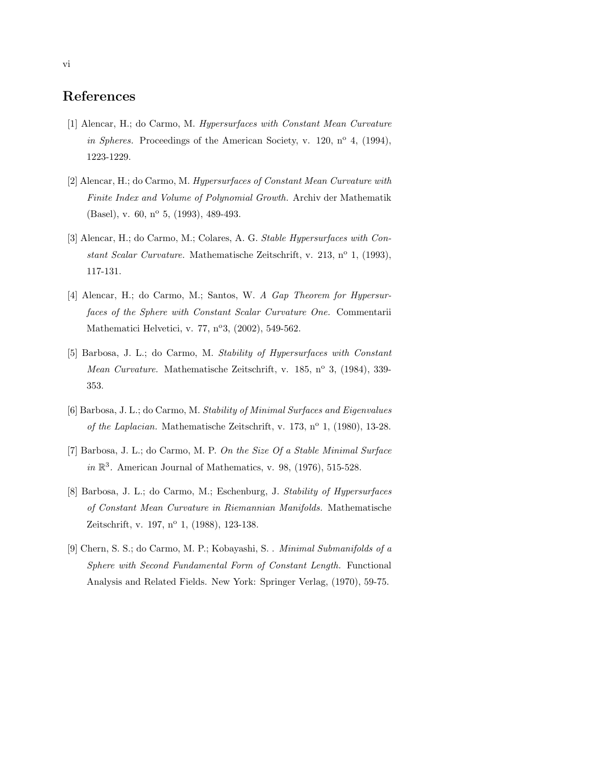## References

[1] Alencar, H.; do Carmo, M. *Hypersurfaces with Constant Mean Curvature in Spheres.* Proceedings of the American Society, v. 120, nº 4, (1994), 1223-1229.

[2] Alencar, H.; do Carmo, M. *Hypersurfaces of Constant Mean Curvature with Finite Index and Volume of Polynomial Growth.* Archiv der Mathematik (Basel), v. 60, nº 5, (1993), 489-493.

[3] Alencar, H.; do Carmo, M.; Colares, A. G. *Stable Hypersurfaces with Constant Scalar Curvature.* Mathematische Zeitschrift, v. 213, nº 1, (1993), 117-131.

[4] Alencar, H.; do Carmo, M.; Santos, W. *A Gap Theorem for Hypersurfaces of the Sphere with Constant Scalar Curvature One.* Commentarii Mathematici Helvetici, v. 77, nº3, (2002), 549-562.

[5] Barbosa, J. L.; do Carmo, M. *Stability of Hypersurfaces with Constant Mean Curvature.* Mathematische Zeitschrift, v. 185, nº 3, (1984), 339-353.

[6] Barbosa, J. L.; do Carmo, M. *Stability of Minimal Surfaces and Eigenvalues of the Laplacian.* Mathematische Zeitschrift, v. 173, nº 1, (1980), 13-28.

[7] Barbosa, J. L.; do Carmo, M. P. *On the Size Of a Stable Minimal Surface in* $\mathbb{R}^3$. American Journal of Mathematics, v. 98, (1976), 515-528.

[8] Barbosa, J. L.; do Carmo, M.; Eschenburg, J. *Stability of Hypersurfaces of Constant Mean Curvature in Riemannian Manifolds.* Mathematische Zeitschrift, v. 197, nº 1, (1988), 123-138.

[9] Chern, S. S.; do Carmo, M. P.; Kobayashi, S. . *Minimal Submanifolds of a Sphere with Second Fundamental Form of Constant Length.* Functional Analysis and Related Fields. New York: Springer Verlag, (1970), 59-75.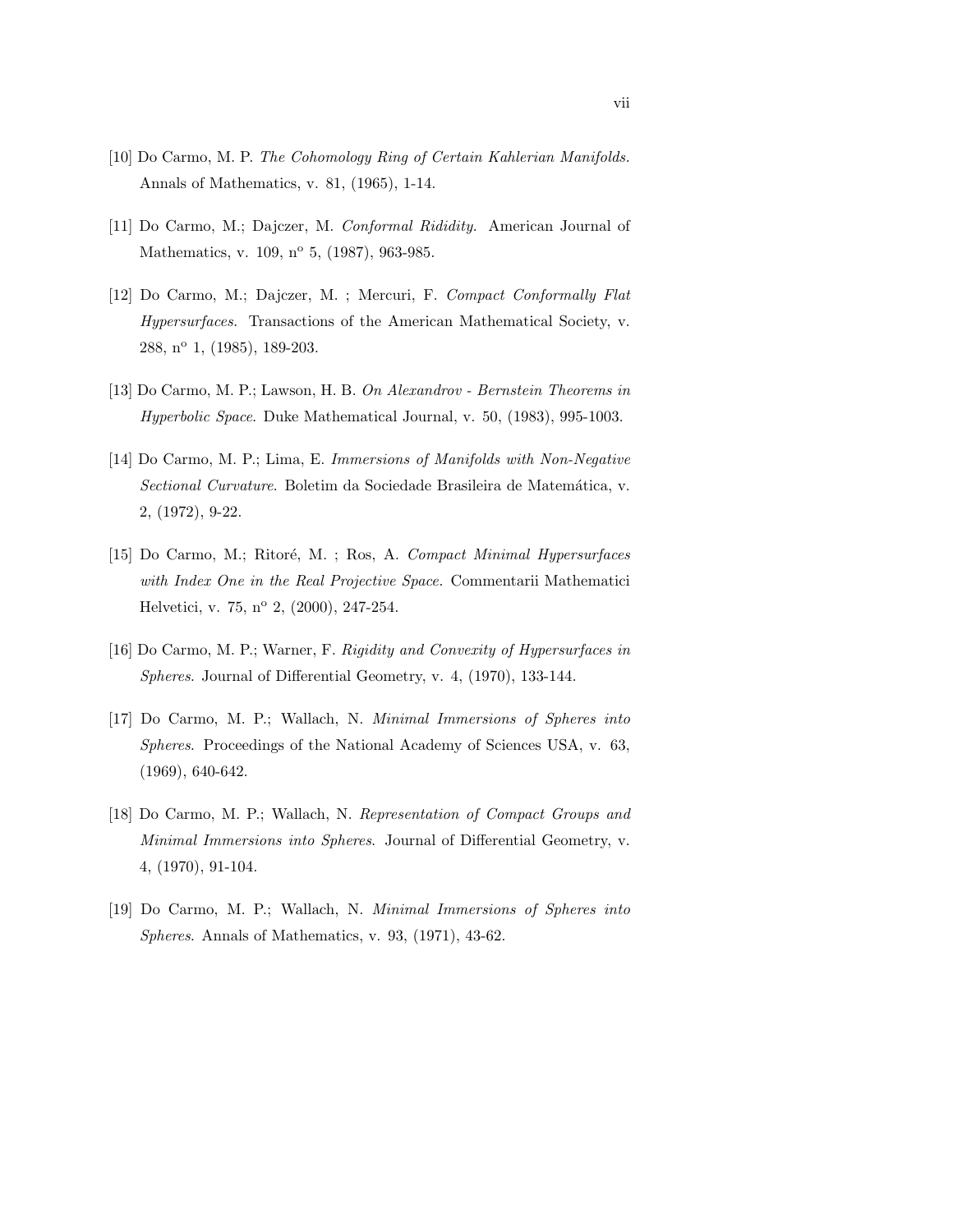[10] Do Carmo, M. P. *The Cohomology Ring of Certain Kahlerian Manifolds.* Annals of Mathematics, v. 81, (1965), 1-14.

[11] Do Carmo, M.; Dajczer, M. *Conformal Ridid­ity.* American Journal of Mathematics, v. 109, nº 5, (1987), 963-985.

[12] Do Carmo, M.; Dajczer, M. ; Mercuri, F. *Compact Conformally Flat Hypersurfaces.* Transactions of the American Mathematical Society, v. 288, nº 1, (1985), 189-203.

[13] Do Carmo, M. P.; Lawson, H. B. *On Alexandrov - Bernstein Theorems in Hyperbolic Space*. Duke Mathematical Journal, v. 50, (1983), 995-1003.

[14] Do Carmo, M. P.; Lima, E. *Immersions of Manifolds with Non-Negative Sectional Curvature*. Boletim da Sociedade Brasileira de Matemática, v. 2, (1972), 9-22.

[15] Do Carmo, M.; Ritoré, M. ; Ros, A. *Compact Minimal Hypersurfaces with Index One in the Real Projective Space.* Commentarii Mathematici Helvetici, v. 75, nº 2, (2000), 247-254.

[16] Do Carmo, M. P.; Warner, F. *Rigidity and Convexity of Hypersurfaces in Spheres*. Journal of Differential Geometry, v. 4, (1970), 133-144.

[17] Do Carmo, M. P.; Wallach, N. *Minimal Immersions of Spheres into Spheres*. Proceedings of the National Academy of Sciences USA, v. 63, (1969), 640-642.

[18] Do Carmo, M. P.; Wallach, N. *Representation of Compact Groups and Minimal Immersions into Spheres*. Journal of Differential Geometry, v. 4, (1970), 91-104.

[19] Do Carmo, M. P.; Wallach, N. *Minimal Immersions of Spheres into Spheres*. Annals of Mathematics, v. 93, (1971), 43-62.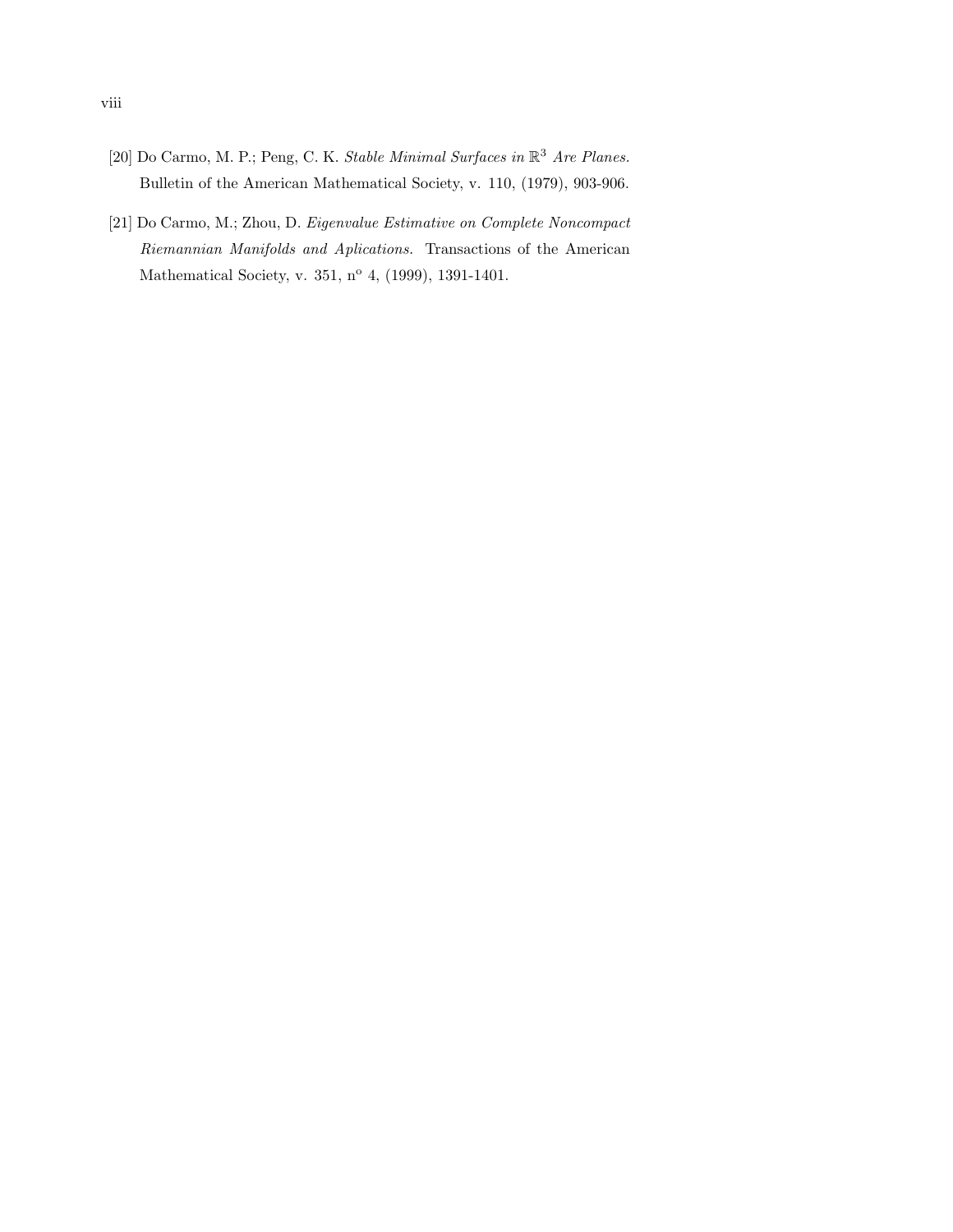[20] Do Carmo, M. P.; Peng, C. K. *Stable Minimal Surfaces in $\mathbb{R}^3$ Are Planes.* Bulletin of the American Mathematical Society, v. 110, (1979), 903-906.

[21] Do Carmo, M.; Zhou, D. *Eigenvalue Estimative on Complete Noncompact Riemannian Manifolds and Aplications.* Transactions of the American Mathematical Society, v. 351, n$^o$ 4, (1999), 1391-1401.